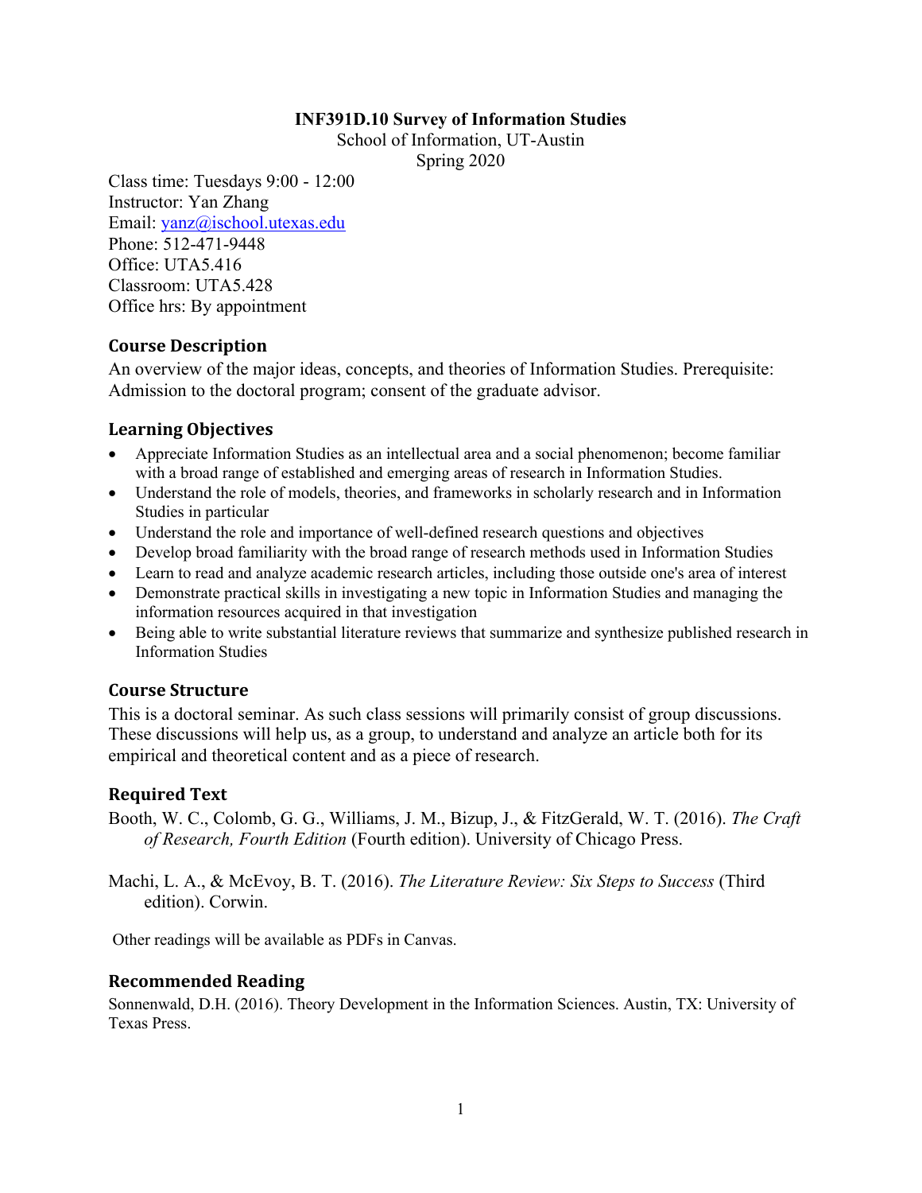**INF391D.10 Survey of Information Studies**

School of Information, UT-Austin

Spring 2020

Class time: Tuesdays 9:00 - 12:00
Instructor: Yan Zhang
Email: yanz@ischool.utexas.edu
Phone: 512-471-9448
Office: UTA5.416
Classroom: UTA5.428
Office hrs: By appointment

## Course Description

An overview of the major ideas, concepts, and theories of Information Studies. Prerequisite: Admission to the doctoral program; consent of the graduate advisor.

## Learning Objectives

- Appreciate Information Studies as an intellectual area and a social phenomenon; become familiar with a broad range of established and emerging areas of research in Information Studies.
- Understand the role of models, theories, and frameworks in scholarly research and in Information Studies in particular
- Understand the role and importance of well-defined research questions and objectives
- Develop broad familiarity with the broad range of research methods used in Information Studies
- Learn to read and analyze academic research articles, including those outside one's area of interest
- Demonstrate practical skills in investigating a new topic in Information Studies and managing the information resources acquired in that investigation
- Being able to write substantial literature reviews that summarize and synthesize published research in Information Studies

## Course Structure

This is a doctoral seminar. As such class sessions will primarily consist of group discussions. These discussions will help us, as a group, to understand and analyze an article both for its empirical and theoretical content and as a piece of research.

## Required Text

Booth, W. C., Colomb, G. G., Williams, J. M., Bizup, J., & FitzGerald, W. T. (2016). *The Craft of Research, Fourth Edition* (Fourth edition). University of Chicago Press.

Machi, L. A., & McEvoy, B. T. (2016). *The Literature Review: Six Steps to Success* (Third edition). Corwin.

Other readings will be available as PDFs in Canvas.

## Recommended Reading

Sonnenwald, D.H. (2016). Theory Development in the Information Sciences. Austin, TX: University of Texas Press.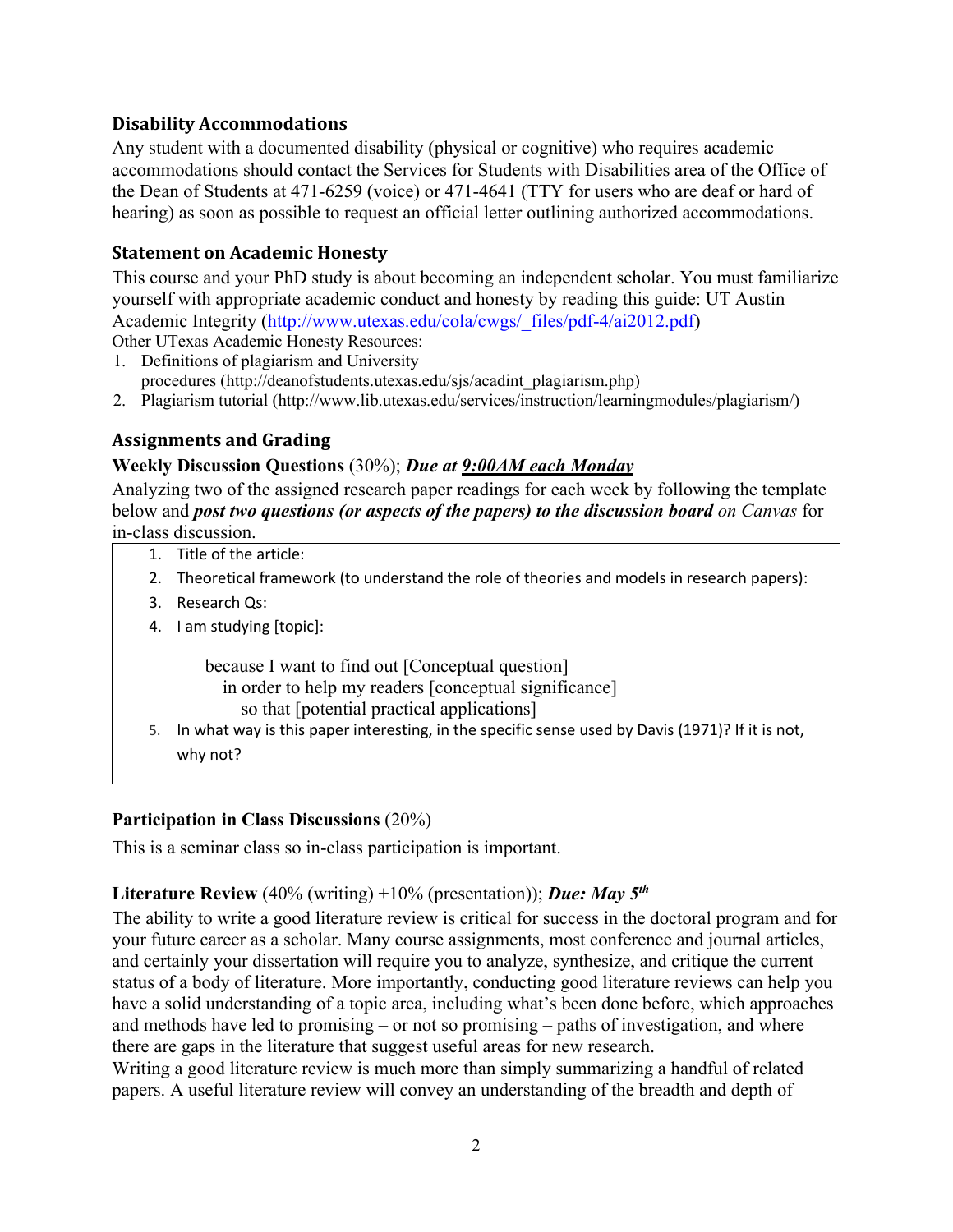### Disability Accommodations

Any student with a documented disability (physical or cognitive) who requires academic accommodations should contact the Services for Students with Disabilities area of the Office of the Dean of Students at 471-6259 (voice) or 471-4641 (TTY for users who are deaf or hard of hearing) as soon as possible to request an official letter outlining authorized accommodations.

### Statement on Academic Honesty

This course and your PhD study is about becoming an independent scholar. You must familiarize yourself with appropriate academic conduct and honesty by reading this guide: UT Austin Academic Integrity ([http://www.utexas.edu/cola/cwgs/_files/pdf-4/ai2012.pdf](http://www.utexas.edu/cola/cwgs/_files/pdf-4/ai2012.pdf))

Other UTexas Academic Honesty Resources:

1. Definitions of plagiarism and University procedures (http://deanofstudents.utexas.edu/sjs/acadint_plagiarism.php)
2. Plagiarism tutorial (http://www.lib.utexas.edu/services/instruction/learningmodules/plagiarism/)

### Assignments and Grading

**Weekly Discussion Questions** (30%); ***Due at <u>9:00AM each Monday</u>***

Analyzing two of the assigned research paper readings for each week by following the template below and ***post two questions (or aspects of the papers) to the discussion board*** *on Canvas* for in-class discussion.

> 1. Title of the article:
> 2. Theoretical framework (to understand the role of theories and models in research papers):
> 3. Research Qs:
> 4. I am studying [topic]:
>
>    because I want to find out [Conceptual question]
>
>    in order to help my readers [conceptual significance]
>
>    so that [potential practical applications]
> 5. In what way is this paper interesting, in the specific sense used by Davis (1971)? If it is not, why not?

**Participation in Class Discussions** (20%)

This is a seminar class so in-class participation is important.

**Literature Review** (40% (writing) +10% (presentation)); ***Due: May 5th***

The ability to write a good literature review is critical for success in the doctoral program and for your future career as a scholar. Many course assignments, most conference and journal articles, and certainly your dissertation will require you to analyze, synthesize, and critique the current status of a body of literature. More importantly, conducting good literature reviews can help you have a solid understanding of a topic area, including what's been done before, which approaches and methods have led to promising – or not so promising – paths of investigation, and where there are gaps in the literature that suggest useful areas for new research.

Writing a good literature review is much more than simply summarizing a handful of related papers. A useful literature review will convey an understanding of the breadth and depth of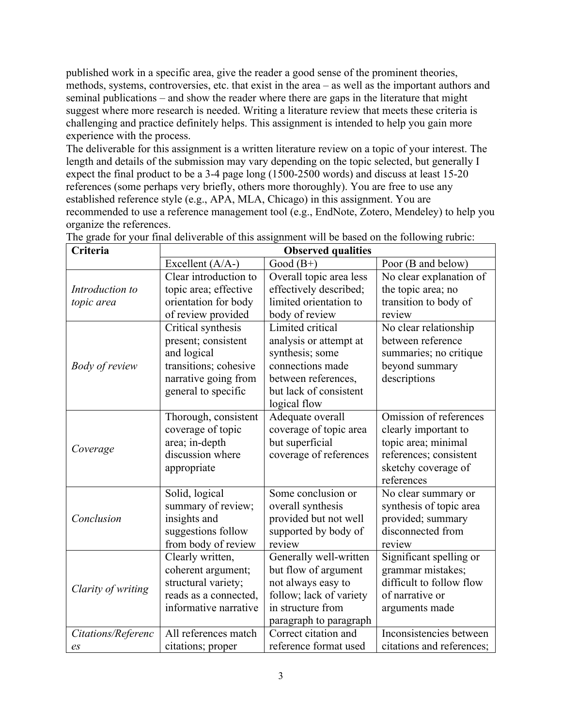published work in a specific area, give the reader a good sense of the prominent theories, methods, systems, controversies, etc. that exist in the area – as well as the important authors and seminal publications – and show the reader where there are gaps in the literature that might suggest where more research is needed. Writing a literature review that meets these criteria is challenging and practice definitely helps. This assignment is intended to help you gain more experience with the process.

The deliverable for this assignment is a written literature review on a topic of your interest. The length and details of the submission may vary depending on the topic selected, but generally I expect the final product to be a 3-4 page long (1500-2500 words) and discuss at least 15-20 references (some perhaps very briefly, others more thoroughly). You are free to use any established reference style (e.g., APA, MLA, Chicago) in this assignment. You are recommended to use a reference management tool (e.g., EndNote, Zotero, Mendeley) to help you organize the references.

The grade for your final deliverable of this assignment will be based on the following rubric:

| **Criteria** | **Observed qualities** | | |
|---|---|---|---|
| | Excellent (A/A-) | Good (B+) | Poor (B and below) |
| *Introduction to topic area* | Clear introduction to topic area; effective orientation for body of review provided | Overall topic area less effectively described; limited orientation to body of review | No clear explanation of the topic area; no transition to body of review |
| *Body of review* | Critical synthesis present; consistent and logical transitions; cohesive narrative going from general to specific | Limited critical analysis or attempt at synthesis; some connections made between references, but lack of consistent logical flow | No clear relationship between reference summaries; no critique beyond summary descriptions |
| *Coverage* | Thorough, consistent coverage of topic area; in-depth discussion where appropriate | Adequate overall coverage of topic area but superficial coverage of references | Omission of references clearly important to topic area; minimal references; consistent sketchy coverage of references |
| *Conclusion* | Solid, logical summary of review; insights and suggestions follow from body of review | Some conclusion or overall synthesis provided but not well supported by body of review | No clear summary or synthesis of topic area provided; summary disconnected from review |
| *Clarity of writing* | Clearly written, coherent argument; structural variety; reads as a connected, informative narrative | Generally well-written but flow of argument not always easy to follow; lack of variety in structure from paragraph to paragraph | Significant spelling or grammar mistakes; difficult to follow flow of narrative or arguments made |
| *Citations/References* | All references match citations; proper | Correct citation and reference format used | Inconsistencies between citations and references; |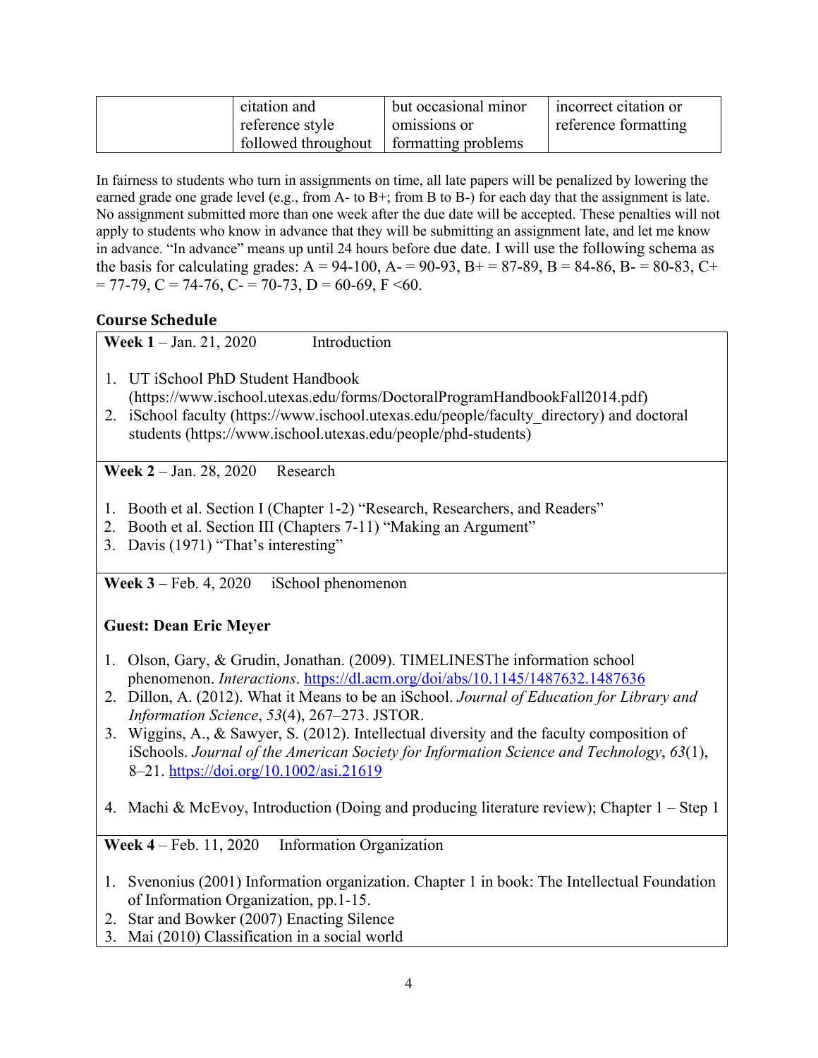| | citation and reference style followed throughout | but occasional minor omissions or formatting problems | incorrect citation or reference formatting |
|---|---|---|---|

In fairness to students who turn in assignments on time, all late papers will be penalized by lowering the earned grade one grade level (e.g., from A- to B+; from B to B-) for each day that the assignment is late. No assignment submitted more than one week after the due date will be accepted. These penalties will not apply to students who know in advance that they will be submitting an assignment late, and let me know in advance. "In advance" means up until 24 hours before due date. I will use the following schema as the basis for calculating grades: A = 94-100, A- = 90-93, B+ = 87-89, B = 84-86, B- = 80-83, C+ = 77-79, C = 74-76, C- = 70-73, D = 60-69, F <60.

## Course Schedule

**Week 1** – Jan. 21, 2020 Introduction

1. UT iSchool PhD Student Handbook (https://www.ischool.utexas.edu/forms/DoctoralProgramHandbookFall2014.pdf)
2. iSchool faculty (https://www.ischool.utexas.edu/people/faculty_directory) and doctoral students (https://www.ischool.utexas.edu/people/phd-students)

**Week 2** – Jan. 28, 2020 Research

1. Booth et al. Section I (Chapter 1-2) "Research, Researchers, and Readers"
2. Booth et al. Section III (Chapters 7-11) "Making an Argument"
3. Davis (1971) "That's interesting"

**Week 3** – Feb. 4, 2020 iSchool phenomenon

**Guest: Dean Eric Meyer**

1. Olson, Gary, & Grudin, Jonathan. (2009). TIMELINESThe information school phenomenon. *Interactions*. https://dl.acm.org/doi/abs/10.1145/1487632.1487636
2. Dillon, A. (2012). What it Means to be an iSchool. *Journal of Education for Library and Information Science*, *53*(4), 267–273. JSTOR.
3. Wiggins, A., & Sawyer, S. (2012). Intellectual diversity and the faculty composition of iSchools. *Journal of the American Society for Information Science and Technology*, *63*(1), 8–21. https://doi.org/10.1002/asi.21619
4. Machi & McEvoy, Introduction (Doing and producing literature review); Chapter 1 – Step 1

**Week 4** – Feb. 11, 2020 Information Organization

1. Svenonius (2001) Information organization. Chapter 1 in book: The Intellectual Foundation of Information Organization, pp.1-15.
2. Star and Bowker (2007) Enacting Silence
3. Mai (2010) Classification in a social world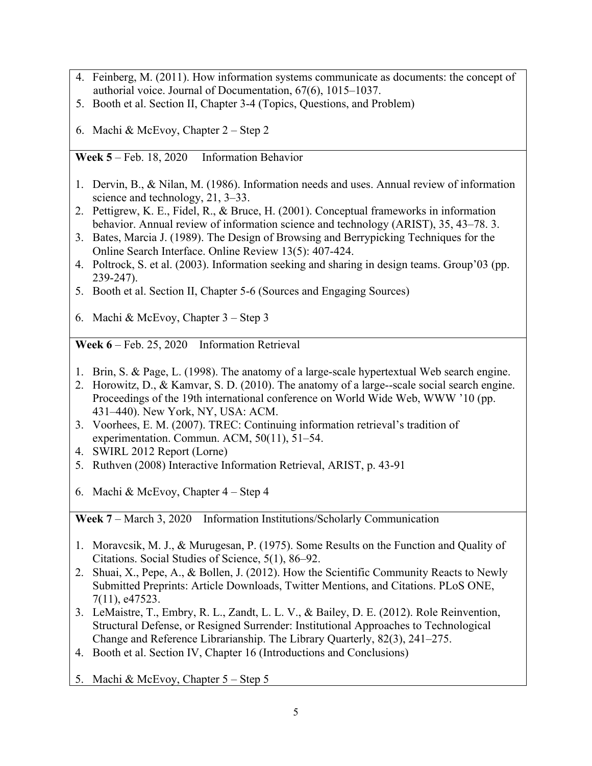4. Feinberg, M. (2011). How information systems communicate as documents: the concept of authorial voice. Journal of Documentation, 67(6), 1015–1037.
5. Booth et al. Section II, Chapter 3-4 (Topics, Questions, and Problem)

6. Machi & McEvoy, Chapter 2 – Step 2

**Week 5** – Feb. 18, 2020 Information Behavior

1. Dervin, B., & Nilan, M. (1986). Information needs and uses. Annual review of information science and technology, 21, 3–33.
2. Pettigrew, K. E., Fidel, R., & Bruce, H. (2001). Conceptual frameworks in information behavior. Annual review of information science and technology (ARIST), 35, 43–78. 3.
3. Bates, Marcia J. (1989). The Design of Browsing and Berrypicking Techniques for the Online Search Interface. Online Review 13(5): 407-424.
4. Poltrock, S. et al. (2003). Information seeking and sharing in design teams. Group'03 (pp. 239-247).
5. Booth et al. Section II, Chapter 5-6 (Sources and Engaging Sources)

6. Machi & McEvoy, Chapter 3 – Step 3

**Week 6** – Feb. 25, 2020 Information Retrieval

1. Brin, S. & Page, L. (1998). The anatomy of a large-scale hypertextual Web search engine.
2. Horowitz, D., & Kamvar, S. D. (2010). The anatomy of a large--scale social search engine. Proceedings of the 19th international conference on World Wide Web, WWW '10 (pp. 431–440). New York, NY, USA: ACM.
3. Voorhees, E. M. (2007). TREC: Continuing information retrieval's tradition of experimentation. Commun. ACM, 50(11), 51–54.
4. SWIRL 2012 Report (Lorne)
5. Ruthven (2008) Interactive Information Retrieval, ARIST, p. 43-91

6. Machi & McEvoy, Chapter 4 – Step 4

**Week 7** – March 3, 2020 Information Institutions/Scholarly Communication

1. Moravcsik, M. J., & Murugesan, P. (1975). Some Results on the Function and Quality of Citations. Social Studies of Science, 5(1), 86–92.
2. Shuai, X., Pepe, A., & Bollen, J. (2012). How the Scientific Community Reacts to Newly Submitted Preprints: Article Downloads, Twitter Mentions, and Citations. PLoS ONE, 7(11), e47523.
3. LeMaistre, T., Embry, R. L., Zandt, L. L. V., & Bailey, D. E. (2012). Role Reinvention, Structural Defense, or Resigned Surrender: Institutional Approaches to Technological Change and Reference Librarianship. The Library Quarterly, 82(3), 241–275.
4. Booth et al. Section IV, Chapter 16 (Introductions and Conclusions)

5. Machi & McEvoy, Chapter 5 – Step 5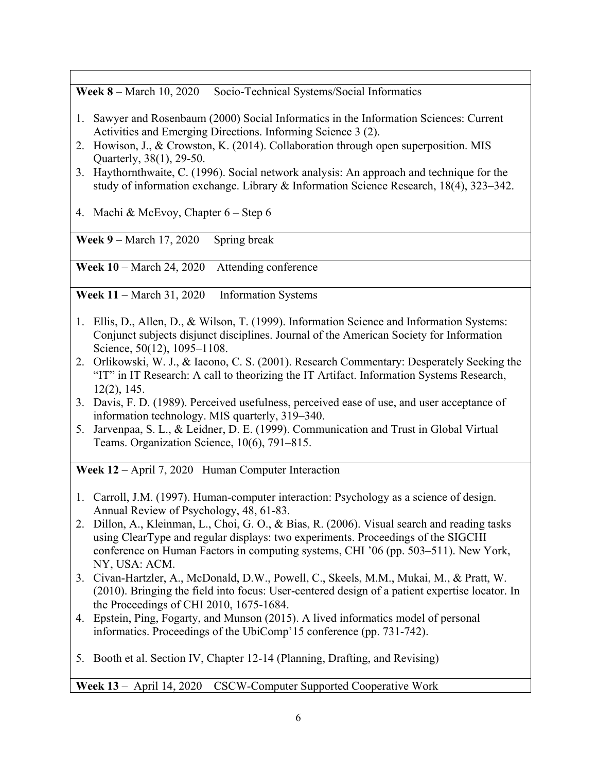**Week 8** – March 10, 2020 Socio-Technical Systems/Social Informatics

1. Sawyer and Rosenbaum (2000) Social Informatics in the Information Sciences: Current Activities and Emerging Directions. Informing Science 3 (2).
2. Howison, J., & Crowston, K. (2014). Collaboration through open superposition. MIS Quarterly, 38(1), 29-50.
3. Haythornthwaite, C. (1996). Social network analysis: An approach and technique for the study of information exchange. Library & Information Science Research, 18(4), 323–342.

4. Machi & McEvoy, Chapter 6 – Step 6

**Week 9** – March 17, 2020 Spring break

**Week 10** – March 24, 2020 Attending conference

**Week 11** – March 31, 2020 Information Systems

1. Ellis, D., Allen, D., & Wilson, T. (1999). Information Science and Information Systems: Conjunct subjects disjunct disciplines. Journal of the American Society for Information Science, 50(12), 1095–1108.
2. Orlikowski, W. J., & Iacono, C. S. (2001). Research Commentary: Desperately Seeking the "IT" in IT Research: A call to theorizing the IT Artifact. Information Systems Research, 12(2), 145.
3. Davis, F. D. (1989). Perceived usefulness, perceived ease of use, and user acceptance of information technology. MIS quarterly, 319–340.
5. Jarvenpaa, S. L., & Leidner, D. E. (1999). Communication and Trust in Global Virtual Teams. Organization Science, 10(6), 791–815.

**Week 12** – April 7, 2020 Human Computer Interaction

1. Carroll, J.M. (1997). Human-computer interaction: Psychology as a science of design. Annual Review of Psychology, 48, 61-83.
2. Dillon, A., Kleinman, L., Choi, G. O., & Bias, R. (2006). Visual search and reading tasks using ClearType and regular displays: two experiments. Proceedings of the SIGCHI conference on Human Factors in computing systems, CHI '06 (pp. 503–511). New York, NY, USA: ACM.
3. Civan-Hartzler, A., McDonald, D.W., Powell, C., Skeels, M.M., Mukai, M., & Pratt, W. (2010). Bringing the field into focus: User-centered design of a patient expertise locator. In the Proceedings of CHI 2010, 1675-1684.
4. Epstein, Ping, Fogarty, and Munson (2015). A lived informatics model of personal informatics. Proceedings of the UbiComp'15 conference (pp. 731-742).

5. Booth et al. Section IV, Chapter 12-14 (Planning, Drafting, and Revising)

**Week 13** – April 14, 2020 CSCW-Computer Supported Cooperative Work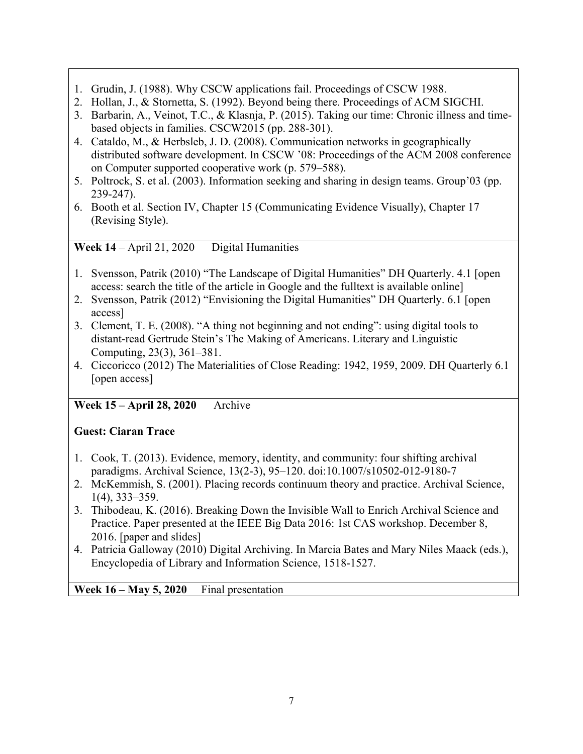1. Grudin, J. (1988). Why CSCW applications fail. Proceedings of CSCW 1988.
2. Hollan, J., & Stornetta, S. (1992). Beyond being there. Proceedings of ACM SIGCHI.
3. Barbarin, A., Veinot, T.C., & Klasnja, P. (2015). Taking our time: Chronic illness and time-based objects in families. CSCW2015 (pp. 288-301).
4. Cataldo, M., & Herbsleb, J. D. (2008). Communication networks in geographically distributed software development. In CSCW '08: Proceedings of the ACM 2008 conference on Computer supported cooperative work (p. 579–588).
5. Poltrock, S. et al. (2003). Information seeking and sharing in design teams. Group'03 (pp. 239-247).
6. Booth et al. Section IV, Chapter 15 (Communicating Evidence Visually), Chapter 17 (Revising Style).

**Week 14** – April 21, 2020 Digital Humanities

1. Svensson, Patrik (2010) "The Landscape of Digital Humanities" DH Quarterly. 4.1 [open access: search the title of the article in Google and the fulltext is available online]
2. Svensson, Patrik (2012) "Envisioning the Digital Humanities" DH Quarterly. 6.1 [open access]
3. Clement, T. E. (2008). "A thing not beginning and not ending": using digital tools to distant-read Gertrude Stein's The Making of Americans. Literary and Linguistic Computing, 23(3), 361–381.
4. Ciccoricco (2012) The Materialities of Close Reading: 1942, 1959, 2009. DH Quarterly 6.1 [open access]

**Week 15 – April 28, 2020** Archive

**Guest: Ciaran Trace**

1. Cook, T. (2013). Evidence, memory, identity, and community: four shifting archival paradigms. Archival Science, 13(2-3), 95–120. doi:10.1007/s10502-012-9180-7
2. McKemmish, S. (2001). Placing records continuum theory and practice. Archival Science, 1(4), 333–359.
3. Thibodeau, K. (2016). Breaking Down the Invisible Wall to Enrich Archival Science and Practice. Paper presented at the IEEE Big Data 2016: 1st CAS workshop. December 8, 2016. [paper and slides]
4. Patricia Galloway (2010) Digital Archiving. In Marcia Bates and Mary Niles Maack (eds.), Encyclopedia of Library and Information Science, 1518-1527.

**Week 16 – May 5, 2020** Final presentation